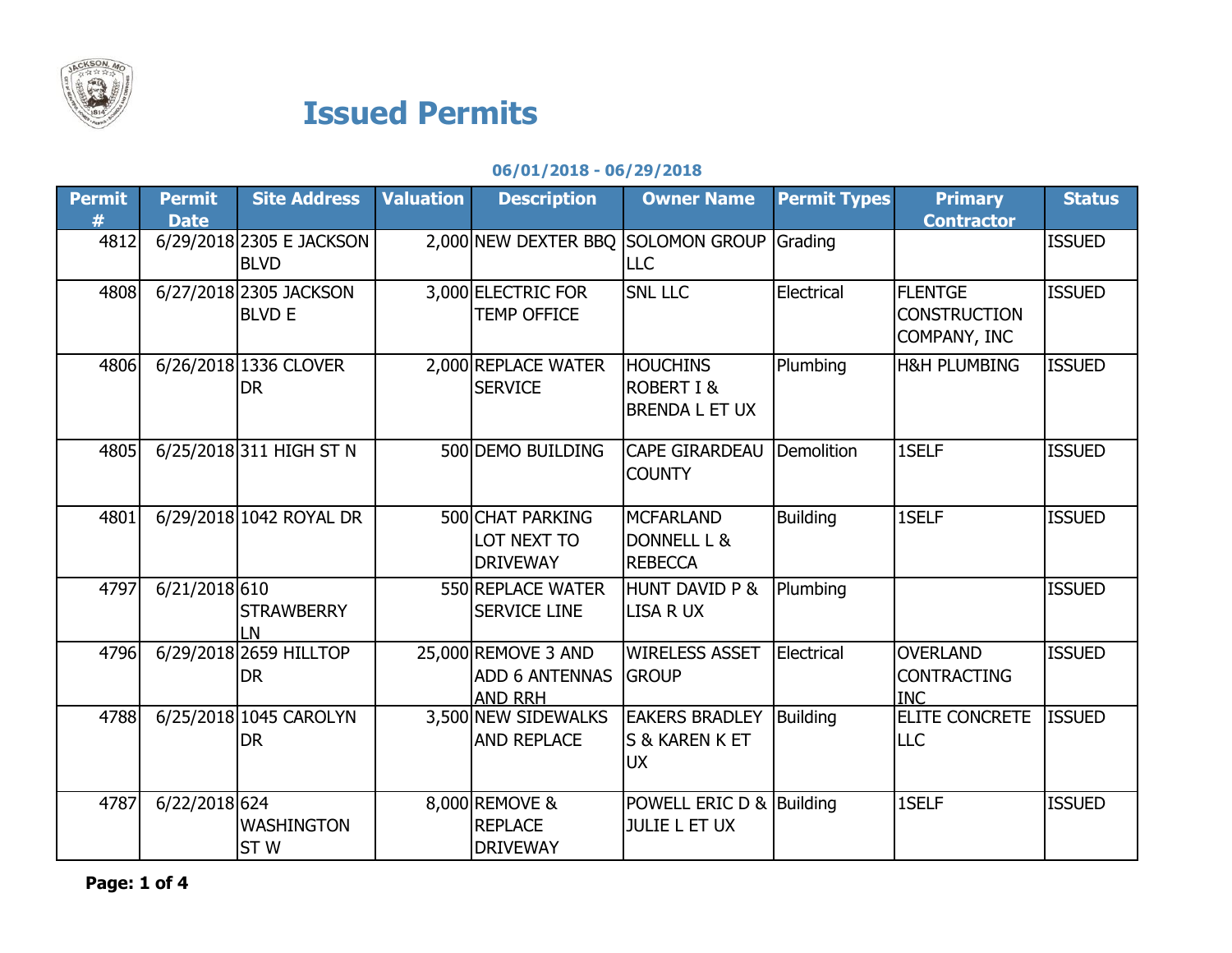# Issued Permits

**06/01/2018 - 06/29/2018**

| Permit # | Permit Date | Site Address | Valuation | Description | Owner Name | Permit Types | Primary Contractor | Status |
|---|---|---|---|---|---|---|---|---|
| 4812 | 6/29/2018 | 2305 E JACKSON BLVD | 2,000 | NEW DEXTER BBQ | SOLOMON GROUP LLC | Grading | | ISSUED |
| 4808 | 6/27/2018 | 2305 JACKSON BLVD E | 3,000 | ELECTRIC FOR TEMP OFFICE | SNL LLC | Electrical | FLENTGE CONSTRUCTION COMPANY, INC | ISSUED |
| 4806 | 6/26/2018 | 1336 CLOVER DR | 2,000 | REPLACE WATER SERVICE | HOUCHINS ROBERT I & BRENDA L ET UX | Plumbing | H&H PLUMBING | ISSUED |
| 4805 | 6/25/2018 | 311 HIGH ST N | 500 | DEMO BUILDING | CAPE GIRARDEAU COUNTY | Demolition | 1SELF | ISSUED |
| 4801 | 6/29/2018 | 1042 ROYAL DR | 500 | CHAT PARKING LOT NEXT TO DRIVEWAY | MCFARLAND DONNELL L & REBECCA | Building | 1SELF | ISSUED |
| 4797 | 6/21/2018 | 610 STRAWBERRY LN | 550 | REPLACE WATER SERVICE LINE | HUNT DAVID P & LISA R UX | Plumbing | | ISSUED |
| 4796 | 6/29/2018 | 2659 HILLTOP DR | 25,000 | REMOVE 3 AND ADD 6 ANTENNAS AND RRH | WIRELESS ASSET GROUP | Electrical | OVERLAND CONTRACTING INC | ISSUED |
| 4788 | 6/25/2018 | 1045 CAROLYN DR | 3,500 | NEW SIDEWALKS AND REPLACE | EAKERS BRADLEY S & KAREN K ET UX | Building | ELITE CONCRETE LLC | ISSUED |
| 4787 | 6/22/2018 | 624 WASHINGTON ST W | 8,000 | REMOVE & REPLACE DRIVEWAY | POWELL ERIC D & JULIE L ET UX | Building | 1SELF | ISSUED |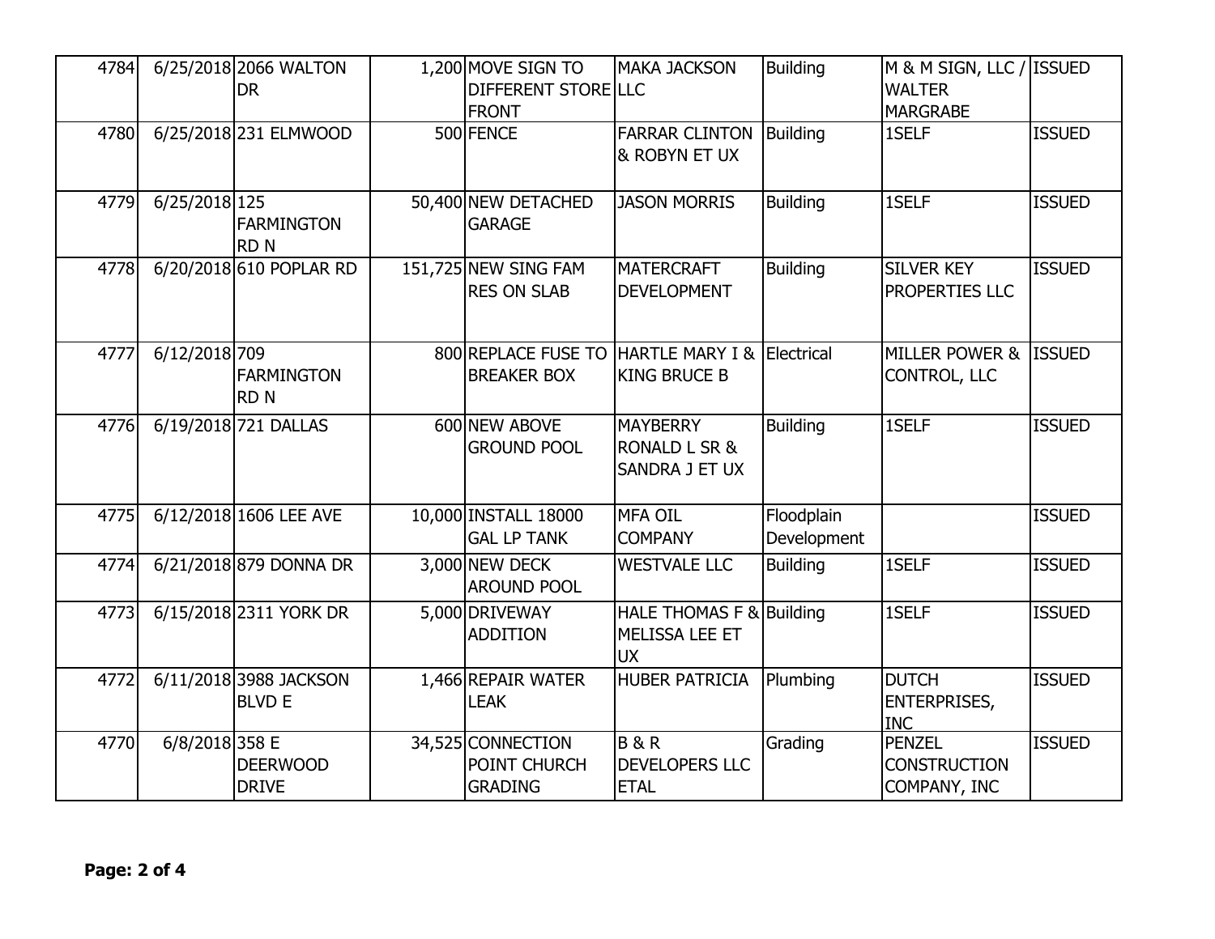| | | | | | | | | |
|---|---|---|---|---|---|---|---|---|
| 4784 | 6/25/2018 | 2066 WALTON DR | 1,200 | MOVE SIGN TO DIFFERENT STORE FRONT | MAKA JACKSON LLC | Building | M & M SIGN, LLC / WALTER MARGRABE | ISSUED |
| 4780 | 6/25/2018 | 231 ELMWOOD | 500 | FENCE | FARRAR CLINTON & ROBYN ET UX | Building | 1SELF | ISSUED |
| 4779 | 6/25/2018 | 125 FARMINGTON RD N | 50,400 | NEW DETACHED GARAGE | JASON MORRIS | Building | 1SELF | ISSUED |
| 4778 | 6/20/2018 | 610 POPLAR RD | 151,725 | NEW SING FAM RES ON SLAB | MATERCRAFT DEVELOPMENT | Building | SILVER KEY PROPERTIES LLC | ISSUED |
| 4777 | 6/12/2018 | 709 FARMINGTON RD N | 800 | REPLACE FUSE TO BREAKER BOX | HARTLE MARY I & KING BRUCE B | Electrical | MILLER POWER & CONTROL, LLC | ISSUED |
| 4776 | 6/19/2018 | 721 DALLAS | 600 | NEW ABOVE GROUND POOL | MAYBERRY RONALD L SR & SANDRA J ET UX | Building | 1SELF | ISSUED |
| 4775 | 6/12/2018 | 1606 LEE AVE | 10,000 | INSTALL 18000 GAL LP TANK | MFA OIL COMPANY | Floodplain Development | | ISSUED |
| 4774 | 6/21/2018 | 879 DONNA DR | 3,000 | NEW DECK AROUND POOL | WESTVALE LLC | Building | 1SELF | ISSUED |
| 4773 | 6/15/2018 | 2311 YORK DR | 5,000 | DRIVEWAY ADDITION | HALE THOMAS F & MELISSA LEE ET UX | Building | 1SELF | ISSUED |
| 4772 | 6/11/2018 | 3988 JACKSON BLVD E | 1,466 | REPAIR WATER LEAK | HUBER PATRICIA | Plumbing | DUTCH ENTERPRISES, INC | ISSUED |
| 4770 | 6/8/2018 | 358 E DEERWOOD DRIVE | 34,525 | CONNECTION POINT CHURCH GRADING | B & R DEVELOPERS LLC ETAL | Grading | PENZEL CONSTRUCTION COMPANY, INC | ISSUED |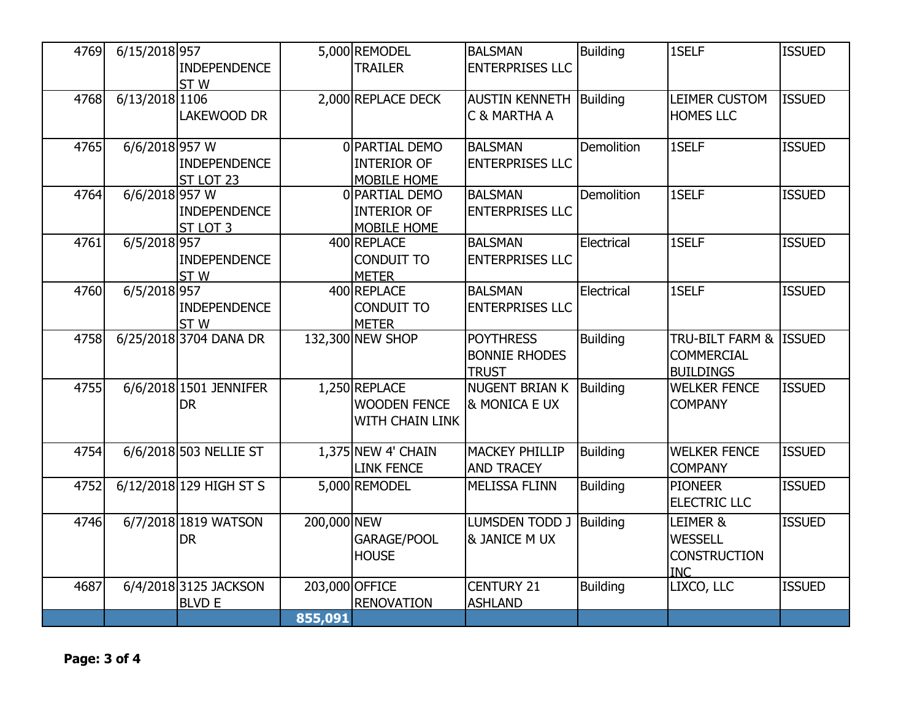| | | | | | | | | |
|---|---|---|---|---|---|---|---|---|
| 4769 | 6/15/2018 | 957 INDEPENDENCE ST W | 5,000 | REMODEL TRAILER | BALSMAN ENTERPRISES LLC | Building | 1SELF | ISSUED |
| 4768 | 6/13/2018 | 1106 LAKEWOOD DR | 2,000 | REPLACE DECK | AUSTIN KENNETH C & MARTHA A | Building | LEIMER CUSTOM HOMES LLC | ISSUED |
| 4765 | 6/6/2018 | 957 W INDEPENDENCE ST LOT 23 | 0 | PARTIAL DEMO INTERIOR OF MOBILE HOME | BALSMAN ENTERPRISES LLC | Demolition | 1SELF | ISSUED |
| 4764 | 6/6/2018 | 957 W INDEPENDENCE ST LOT 3 | 0 | PARTIAL DEMO INTERIOR OF MOBILE HOME | BALSMAN ENTERPRISES LLC | Demolition | 1SELF | ISSUED |
| 4761 | 6/5/2018 | 957 INDEPENDENCE ST W | 400 | REPLACE CONDUIT TO METER | BALSMAN ENTERPRISES LLC | Electrical | 1SELF | ISSUED |
| 4760 | 6/5/2018 | 957 INDEPENDENCE ST W | 400 | REPLACE CONDUIT TO METER | BALSMAN ENTERPRISES LLC | Electrical | 1SELF | ISSUED |
| 4758 | 6/25/2018 | 3704 DANA DR | 132,300 | NEW SHOP | POYTHRESS BONNIE RHODES TRUST | Building | TRU-BILT FARM & COMMERCIAL BUILDINGS | ISSUED |
| 4755 | 6/6/2018 | 1501 JENNIFER DR | 1,250 | REPLACE WOODEN FENCE WITH CHAIN LINK | NUGENT BRIAN K & MONICA E UX | Building | WELKER FENCE COMPANY | ISSUED |
| 4754 | 6/6/2018 | 503 NELLIE ST | 1,375 | NEW 4' CHAIN LINK FENCE | MACKEY PHILLIP AND TRACEY | Building | WELKER FENCE COMPANY | ISSUED |
| 4752 | 6/12/2018 | 129 HIGH ST S | 5,000 | REMODEL | MELISSA FLINN | Building | PIONEER ELECTRIC LLC | ISSUED |
| 4746 | 6/7/2018 | 1819 WATSON DR | 200,000 | NEW GARAGE/POOL HOUSE | LUMSDEN TODD J & JANICE M UX | Building | LEIMER & WESSELL CONSTRUCTION INC | ISSUED |
| 4687 | 6/4/2018 | 3125 JACKSON BLVD E | 203,000 | OFFICE RENOVATION | CENTURY 21 ASHLAND | Building | LIXCO, LLC | ISSUED |
| | | | **855,091** | | | | | |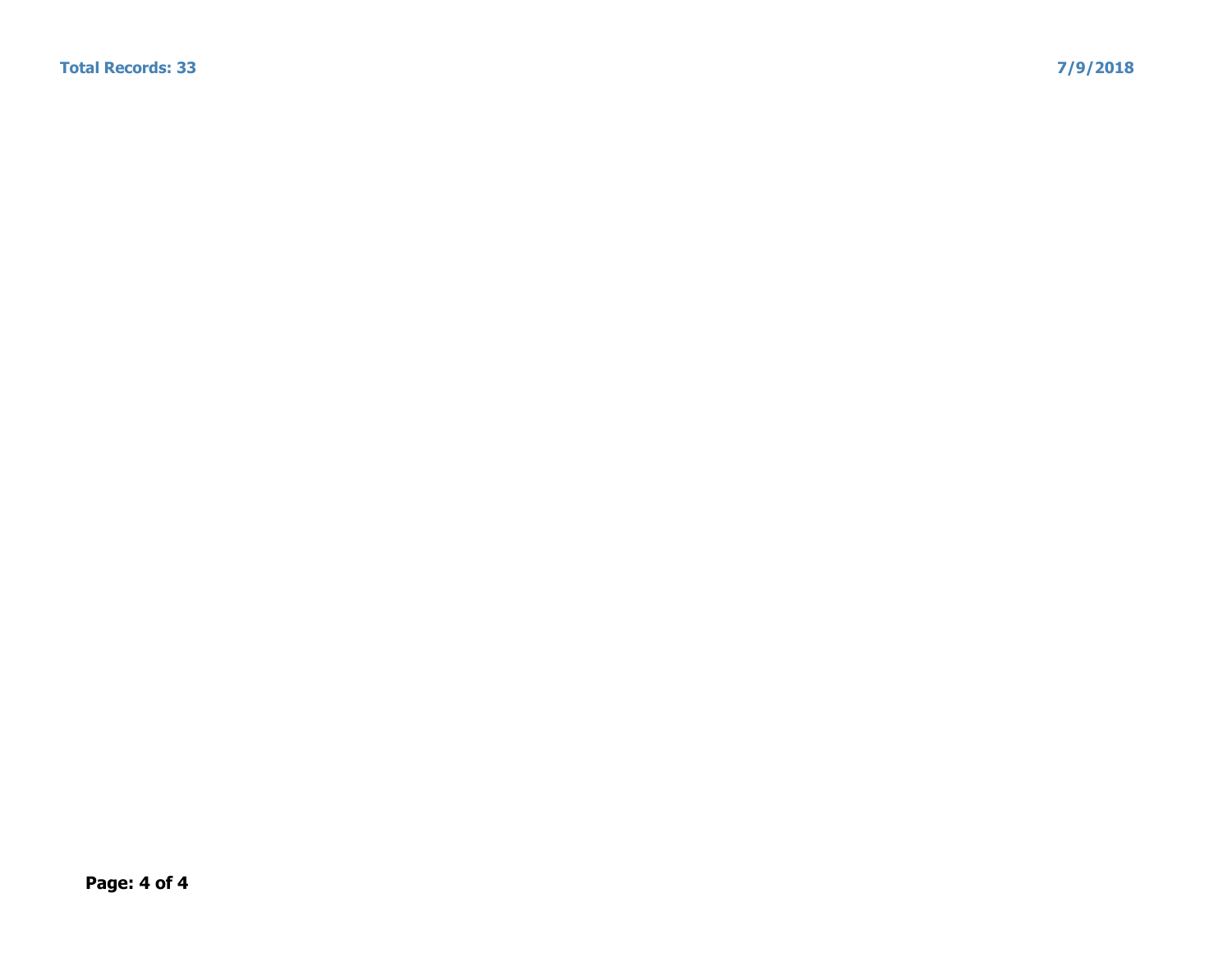**Total Records: 33**

**7/9/2018**